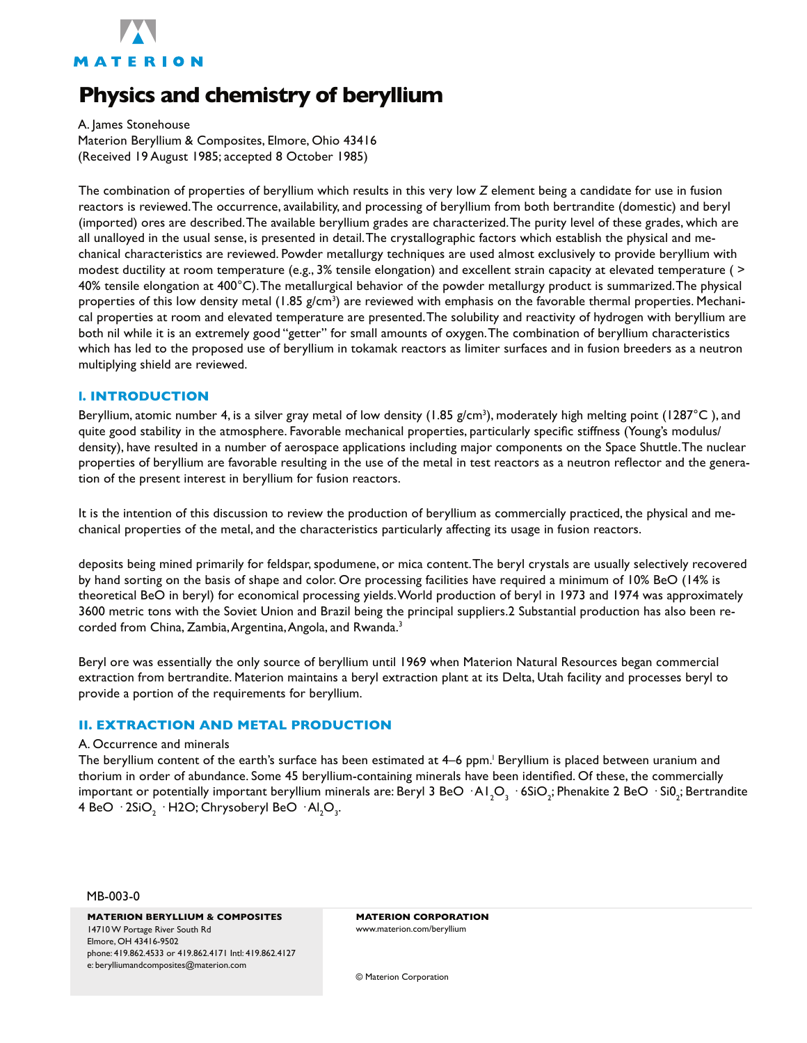# Physics and chemistry of beryllium

A. James Stonehouse
Materion Beryllium & Composites, Elmore, Ohio 43416
(Received 19 August 1985; accepted 8 October 1985)

The combination of properties of beryllium which results in this very low *Z* element being a candidate for use in fusion reactors is reviewed. The occurrence, availability, and processing of beryllium from both bertrandite (domestic) and beryl (imported) ores are described. The available beryllium grades are characterized. The purity level of these grades, which are all unalloyed in the usual sense, is presented in detail. The crystallographic factors which establish the physical and mechanical characteristics are reviewed. Powder metallurgy techniques are used almost exclusively to provide beryllium with modest ductility at room temperature (e.g., 3% tensile elongation) and excellent strain capacity at elevated temperature ( > 40% tensile elongation at 400°C). The metallurgical behavior of the powder metallurgy product is summarized. The physical properties of this low density metal (1.85 g/cm$^3$) are reviewed with emphasis on the favorable thermal properties. Mechanical properties at room and elevated temperature are presented. The solubility and reactivity of hydrogen with beryllium are both nil while it is an extremely good "getter" for small amounts of oxygen. The combination of beryllium characteristics which has led to the proposed use of beryllium in tokamak reactors as limiter surfaces and in fusion breeders as a neutron multiplying shield are reviewed.

## I. INTRODUCTION

Beryllium, atomic number 4, is a silver gray metal of low density (1.85 g/cm$^3$), moderately high melting point (1287°C ), and quite good stability in the atmosphere. Favorable mechanical properties, particularly specific stiffness (Young's modulus/density), have resulted in a number of aerospace applications including major components on the Space Shuttle. The nuclear properties of beryllium are favorable resulting in the use of the metal in test reactors as a neutron reflector and the generation of the present interest in beryllium for fusion reactors.

It is the intention of this discussion to review the production of beryllium as commercially practiced, the physical and mechanical properties of the metal, and the characteristics particularly affecting its usage in fusion reactors.

deposits being mined primarily for feldspar, spodumene, or mica content. The beryl crystals are usually selectively recovered by hand sorting on the basis of shape and color. Ore processing facilities have required a minimum of 10% BeO (14% is theoretical BeO in beryl) for economical processing yields. World production of beryl in 1973 and 1974 was approximately 3600 metric tons with the Soviet Union and Brazil being the principal suppliers.2 Substantial production has also been recorded from China, Zambia, Argentina, Angola, and Rwanda.[3]

Beryl ore was essentially the only source of beryllium until 1969 when Materion Natural Resources began commercial extraction from bertrandite. Materion maintains a beryl extraction plant at its Delta, Utah facility and processes beryl to provide a portion of the requirements for beryllium.

## II. EXTRACTION AND METAL PRODUCTION

### A. Occurrence and minerals

The beryllium content of the earth's surface has been estimated at 4–6 ppm.[1] Beryllium is placed between uranium and thorium in order of abundance. Some 45 beryllium-containing minerals have been identified. Of these, the commercially important or potentially important beryllium minerals are: Beryl $3\ BeO \cdot Al_2O_3 \cdot 6SiO_2$; Phenakite $2\ BeO \cdot SiO_2$; Bertrandite $4\ BeO \cdot 2SiO_2 \cdot H_2O$; Chrysoberyl $BeO \cdot Al_2O_3$.

MB-003-0

**MATERION BERYLLIUM & COMPOSITES**
14710 W Portage River South Rd
Elmore, OH 43416-9502
phone: 419.862.4533 or 419.862.4171 Intl: 419.862.4127
e: berylliumandcomposites@materion.com

**MATERION CORPORATION**
www.materion.com/beryllium

© Materion Corporation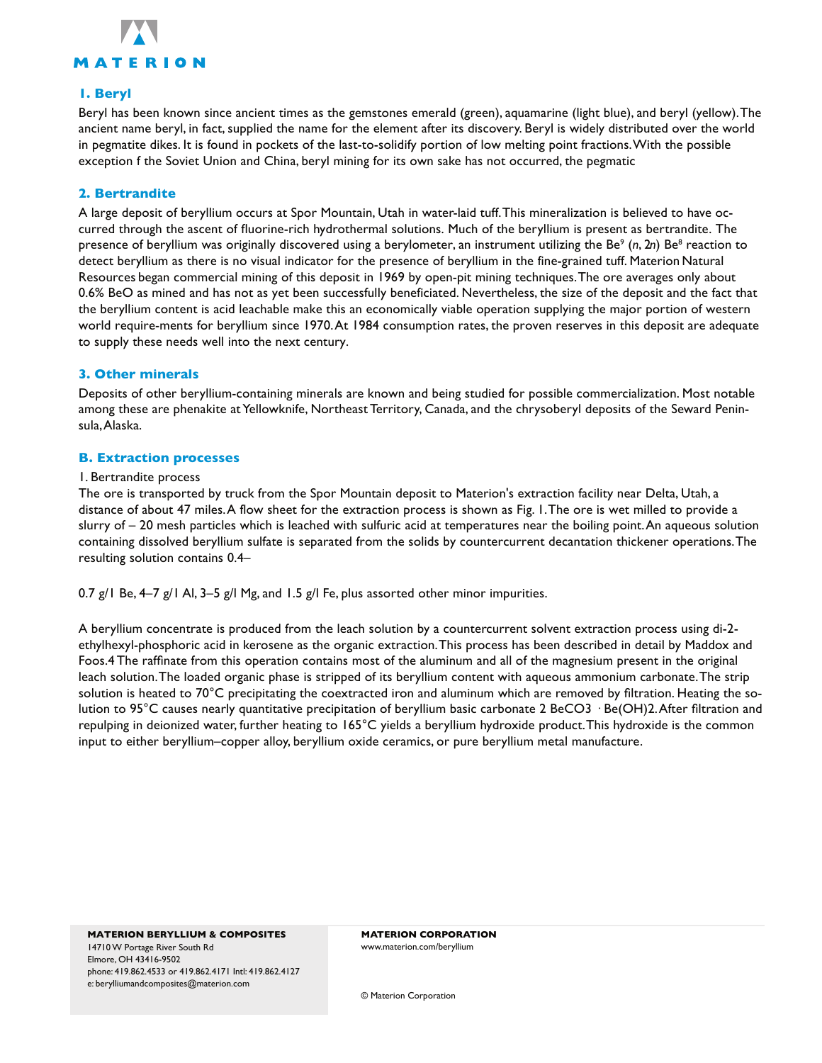### 1. Beryl

Beryl has been known since ancient times as the gemstones emerald (green), aquamarine (light blue), and beryl (yellow). The ancient name beryl, in fact, supplied the name for the element after its discovery. Beryl is widely distributed over the world in pegmatite dikes. It is found in pockets of the last-to-solidify portion of low melting point fractions. With the possible exception f the Soviet Union and China, beryl mining for its own sake has not occurred, the pegmatic

### 2. Bertrandite

A large deposit of beryllium occurs at Spor Mountain, Utah in water-laid tuff. This mineralization is believed to have occurred through the ascent of fluorine-rich hydrothermal solutions. Much of the beryllium is present as bertrandite. The presence of beryllium was originally discovered using a berylometer, an instrument utilizing the $Be^9$ ($n$, $2n$) $Be^8$ reaction to detect beryllium as there is no visual indicator for the presence of beryllium in the fine-grained tuff. Materion Natural Resources began commercial mining of this deposit in 1969 by open-pit mining techniques. The ore averages only about 0.6% BeO as mined and has not as yet been successfully beneficiated. Nevertheless, the size of the deposit and the fact that the beryllium content is acid leachable make this an economically viable operation supplying the major portion of western world require-ments for beryllium since 1970. At 1984 consumption rates, the proven reserves in this deposit are adequate to supply these needs well into the next century.

### 3. Other minerals

Deposits of other beryllium-containing minerals are known and being studied for possible commercialization. Most notable among these are phenakite at Yellowknife, Northeast Territory, Canada, and the chrysoberyl deposits of the Seward Peninsula, Alaska.

## B. Extraction processes

1. Bertrandite process

The ore is transported by truck from the Spor Mountain deposit to Materion's extraction facility near Delta, Utah, a distance of about 47 miles. A flow sheet for the extraction process is shown as Fig. 1. The ore is wet milled to provide a slurry of – 20 mesh particles which is leached with sulfuric acid at temperatures near the boiling point. An aqueous solution containing dissolved beryllium sulfate is separated from the solids by countercurrent decantation thickener operations. The resulting solution contains 0.4–

0.7 g/l Be, 4–7 g/l Al, 3–5 g/l Mg, and 1.5 g/l Fe, plus assorted other minor impurities.

A beryllium concentrate is produced from the leach solution by a countercurrent solvent extraction process using di-2-ethylhexyl-phosphoric acid in kerosene as the organic extraction. This process has been described in detail by Maddox and Foos.4 The raffinate from this operation contains most of the aluminum and all of the magnesium present in the original leach solution. The loaded organic phase is stripped of its beryllium content with aqueous ammonium carbonate. The strip solution is heated to 70°C precipitating the coextracted iron and aluminum which are removed by filtration. Heating the solution to 95°C causes nearly quantitative precipitation of beryllium basic carbonate $2\ BeCO_3 \cdot Be(OH)_2$. After filtration and repulping in deionized water, further heating to 165°C yields a beryllium hydroxide product. This hydroxide is the common input to either beryllium–copper alloy, beryllium oxide ceramics, or pure beryllium metal manufacture.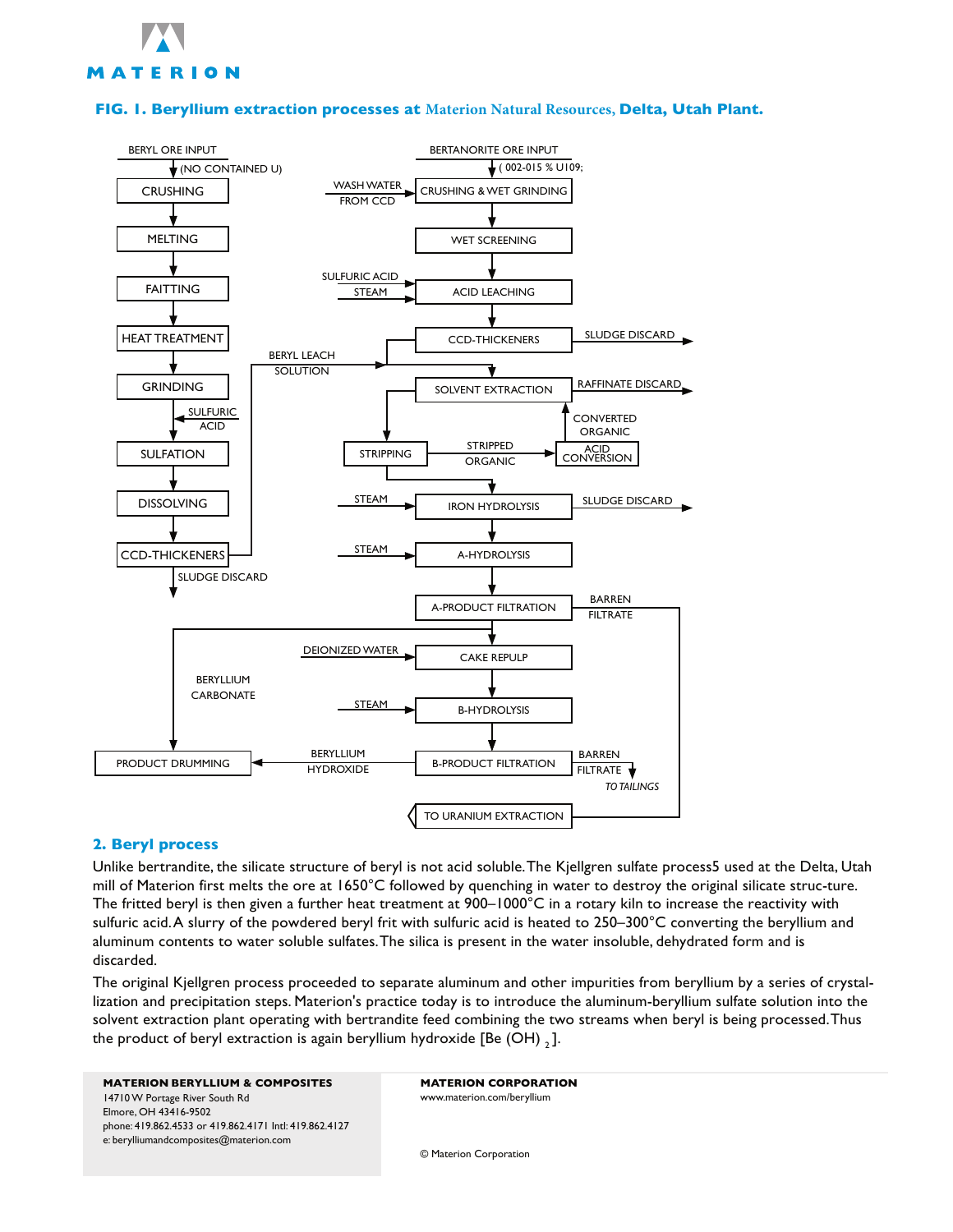**FIG. 1. Beryllium extraction processes at Materion Natural Resources, Delta, Utah Plant.**

BERYL ORE INPUT
(NO CONTAINED U)
CRUSHING
MELTING
FAITTING
HEAT TREATMENT
GRINDING
SULFURIC ACID
SULFATION
DISSOLVING
CCD-THICKENERS
SLUDGE DISCARD
BERYL LEACH SOLUTION

BERTANORITE ORE INPUT
( 002-015 % U109;
WASH WATER FROM CCD
CRUSHING & WET GRINDING
WET SCREENING
SULFURIC ACID
STEAM
ACID LEACHING
CCD-THICKENERS
SLUDGE DISCARD
SOLVENT EXTRACTION
RAFFINATE DISCARD
CONVERTED ORGANIC
STRIPPING
STRIPPED ORGANIC
ACID CONVERSION
STEAM
IRON HYDROLYSIS
SLUDGE DISCARD
STEAM
A-HYDROLYSIS
A-PRODUCT FILTRATION
BARREN FILTRATE
DEIONIZED WATER
CAKE REPULP
BERYLLIUM CARBONATE
STEAM
B-HYDROLYSIS
PRODUCT DRUMMING
BERYLLIUM HYDROXIDE
B-PRODUCT FILTRATION
BARREN FILTRATE
*TO TAILINGS*
TO URANIUM EXTRACTION

## 2. Beryl process

Unlike bertrandite, the silicate structure of beryl is not acid soluble. The Kjellgren sulfate process5 used at the Delta, Utah mill of Materion first melts the ore at 1650°C followed by quenching in water to destroy the original silicate struc-ture. The fritted beryl is then given a further heat treatment at 900–1000°C in a rotary kiln to increase the reactivity with sulfuric acid. A slurry of the powdered beryl frit with sulfuric acid is heated to 250–300°C converting the beryllium and aluminum contents to water soluble sulfates. The silica is present in the water insoluble, dehydrated form and is discarded.

The original Kjellgren process proceeded to separate aluminum and other impurities from beryllium by a series of crystal-lization and precipitation steps. Materion's practice today is to introduce the aluminum-beryllium sulfate solution into the solvent extraction plant operating with bertrandite feed combining the two streams when beryl is being processed. Thus the product of beryl extraction is again beryllium hydroxide [$Be(OH)_2$].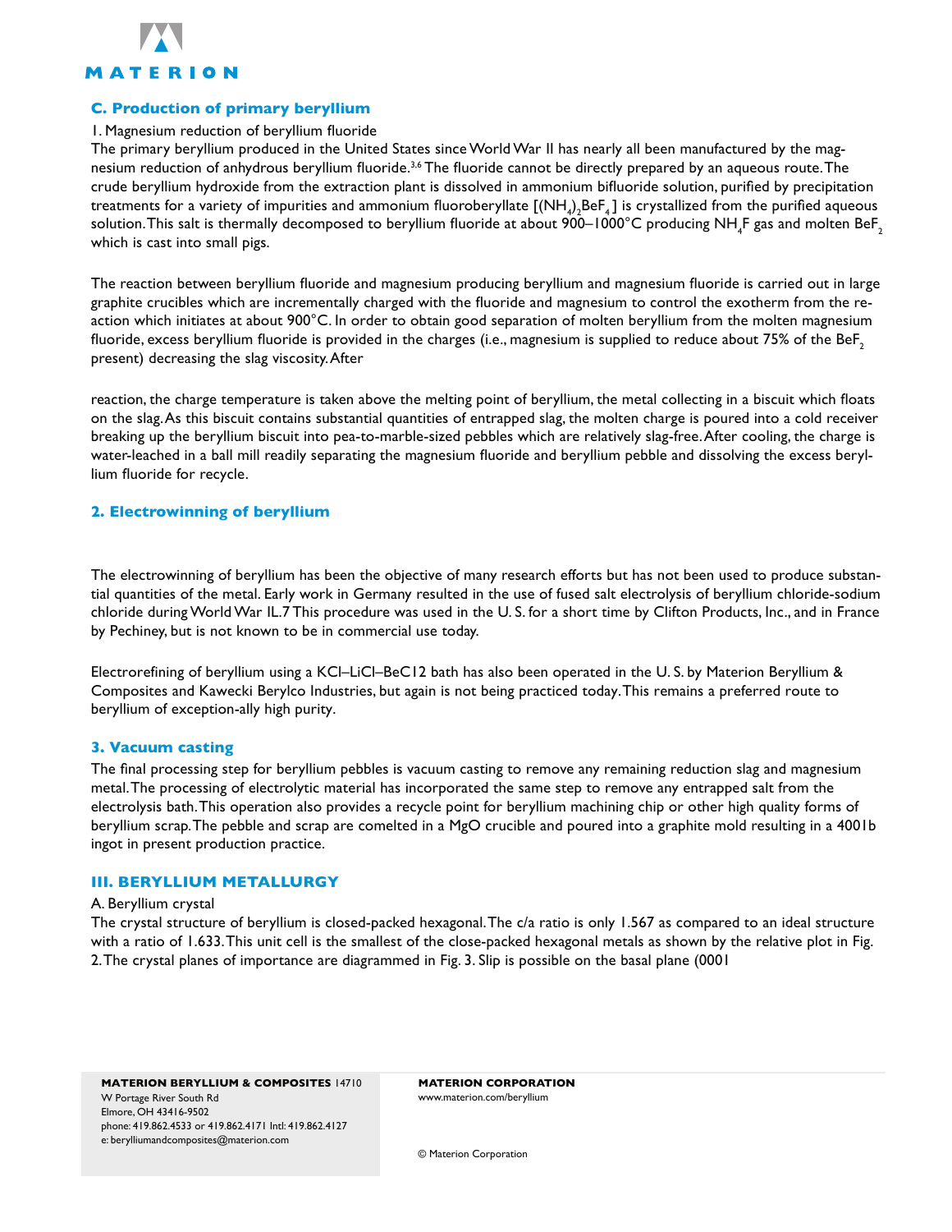## C. Production of primary beryllium

1. Magnesium reduction of beryllium fluoride

The primary beryllium produced in the United States since World War II has nearly all been manufactured by the magnesium reduction of anhydrous beryllium fluoride.[3,6] The fluoride cannot be directly prepared by an aqueous route. The crude beryllium hydroxide from the extraction plant is dissolved in ammonium bifluoride solution, purified by precipitation treatments for a variety of impurities and ammonium fluoroberyllate [$(NH_4)_2BeF_4$] is crystallized from the purified aqueous solution. This salt is thermally decomposed to beryllium fluoride at about 900–1000°C producing $NH_4F$ gas and molten $BeF_2$ which is cast into small pigs.

The reaction between beryllium fluoride and magnesium producing beryllium and magnesium fluoride is carried out in large graphite crucibles which are incrementally charged with the fluoride and magnesium to control the exotherm from the reaction which initiates at about 900°C. In order to obtain good separation of molten beryllium from the molten magnesium fluoride, excess beryllium fluoride is provided in the charges (i.e., magnesium is supplied to reduce about 75% of the $BeF_2$ present) decreasing the slag viscosity. After

reaction, the charge temperature is taken above the melting point of beryllium, the metal collecting in a biscuit which floats on the slag. As this biscuit contains substantial quantities of entrapped slag, the molten charge is poured into a cold receiver breaking up the beryllium biscuit into pea-to-marble-sized pebbles which are relatively slag-free. After cooling, the charge is water-leached in a ball mill readily separating the magnesium fluoride and beryllium pebble and dissolving the excess beryllium fluoride for recycle.

## 2. Electrowinning of beryllium

The electrowinning of beryllium has been the objective of many research efforts but has not been used to produce substantial quantities of the metal. Early work in Germany resulted in the use of fused salt electrolysis of beryllium chloride-sodium chloride during World War IL.7 This procedure was used in the U. S. for a short time by Clifton Products, Inc., and in France by Pechiney, but is not known to be in commercial use today.

Electrorefining of beryllium using a KCl–LiCl–BeC12 bath has also been operated in the U. S. by Materion Beryllium & Composites and Kawecki Berylco Industries, but again is not being practiced today. This remains a preferred route to beryllium of exception-ally high purity.

## 3. Vacuum casting

The final processing step for beryllium pebbles is vacuum casting to remove any remaining reduction slag and magnesium metal. The processing of electrolytic material has incorporated the same step to remove any entrapped salt from the electrolysis bath. This operation also provides a recycle point for beryllium machining chip or other high quality forms of beryllium scrap. The pebble and scrap are comelted in a MgO crucible and poured into a graphite mold resulting in a 4001b ingot in present production practice.

## III. BERYLLIUM METALLURGY

A. Beryllium crystal

The crystal structure of beryllium is closed-packed hexagonal. The c/a ratio is only 1.567 as compared to an ideal structure with a ratio of 1.633. This unit cell is the smallest of the close-packed hexagonal metals as shown by the relative plot in Fig. 2. The crystal planes of importance are diagrammed in Fig. 3. Slip is possible on the basal plane (0001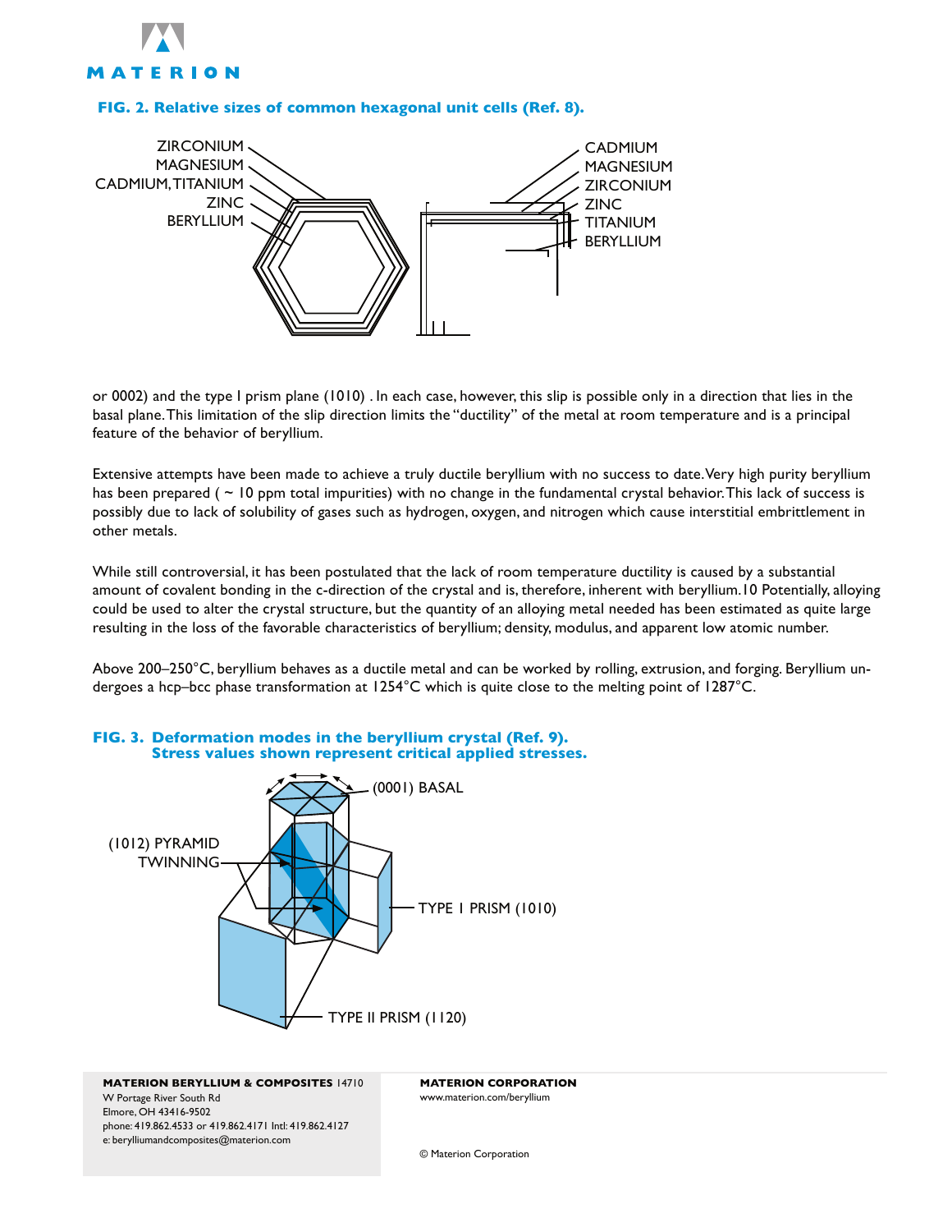FIG. 2. Relative sizes of common hexagonal unit cells (Ref. 8).

ZIRCONIUM
MAGNESIUM
CADMIUM, TITANIUM
ZINC
BERYLLIUM

CADMIUM
MAGNESIUM
ZIRCONIUM
ZINC
TITANIUM
BERYLLIUM

or 0002) and the type I prism plane (1010) . In each case, however, this slip is possible only in a direction that lies in the basal plane. This limitation of the slip direction limits the "ductility" of the metal at room temperature and is a principal feature of the behavior of beryllium.

Extensive attempts have been made to achieve a truly ductile beryllium with no success to date. Very high purity beryllium has been prepared ( ~ 10 ppm total impurities) with no change in the fundamental crystal behavior. This lack of success is possibly due to lack of solubility of gases such as hydrogen, oxygen, and nitrogen which cause interstitial embrittlement in other metals.

While still controversial, it has been postulated that the lack of room temperature ductility is caused by a substantial amount of covalent bonding in the c-direction of the crystal and is, therefore, inherent with beryllium.10 Potentially, alloying could be used to alter the crystal structure, but the quantity of an alloying metal needed has been estimated as quite large resulting in the loss of the favorable characteristics of beryllium; density, modulus, and apparent low atomic number.

Above 200–250°C, beryllium behaves as a ductile metal and can be worked by rolling, extrusion, and forging. Beryllium undergoes a hcp–bcc phase transformation at 1254°C which is quite close to the melting point of 1287°C.

FIG. 3. Deformation modes in the beryllium crystal (Ref. 9).
Stress values shown represent critical applied stresses.

(0001) BASAL
(1012) PYRAMID TWINNING
TYPE I PRISM (1010)
TYPE II PRISM (1120)

**MATERION BERYLLIUM & COMPOSITES** 14710 W Portage River South Rd
Elmore, OH 43416-9502
phone: 419.862.4533 or 419.862.4171 Intl: 419.862.4127
e: berylliumandcomposites@materion.com

**MATERION CORPORATION**
www.materion.com/beryllium

© Materion Corporation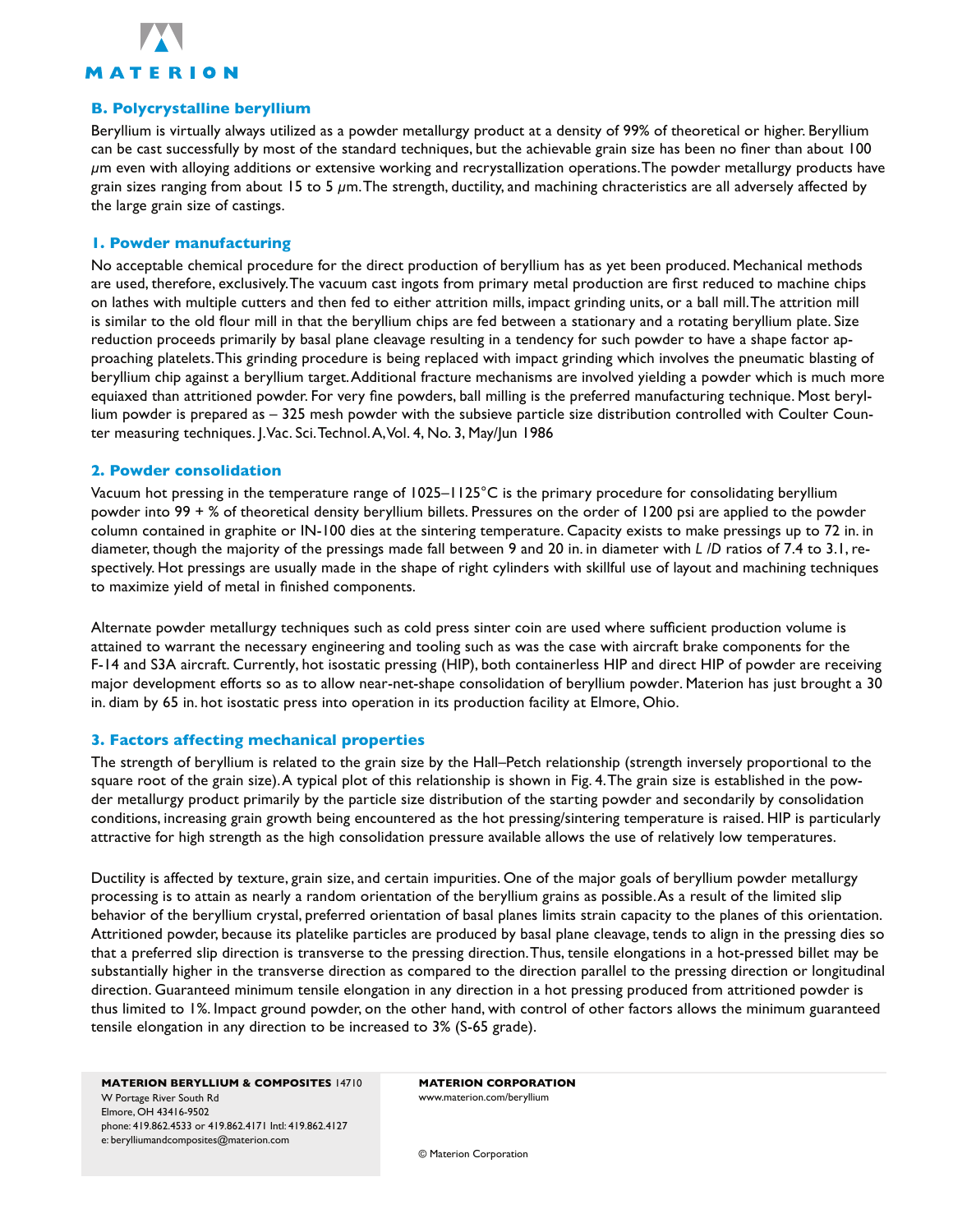## B. Polycrystalline beryllium

Beryllium is virtually always utilized as a powder metallurgy product at a density of 99% of theoretical or higher. Beryllium can be cast successfully by most of the standard techniques, but the achievable grain size has been no finer than about 100 $\mu$m even with alloying additions or extensive working and recrystallization operations. The powder metallurgy products have grain sizes ranging from about 15 to 5 $\mu$m. The strength, ductility, and machining chracteristics are all adversely affected by the large grain size of castings.

### 1. Powder manufacturing

No acceptable chemical procedure for the direct production of beryllium has as yet been produced. Mechanical methods are used, therefore, exclusively. The vacuum cast ingots from primary metal production are first reduced to machine chips on lathes with multiple cutters and then fed to either attrition mills, impact grinding units, or a ball mill. The attrition mill is similar to the old flour mill in that the beryllium chips are fed between a stationary and a rotating beryllium plate. Size reduction proceeds primarily by basal plane cleavage resulting in a tendency for such powder to have a shape factor approaching platelets. This grinding procedure is being replaced with impact grinding which involves the pneumatic blasting of beryllium chip against a beryllium target. Additional fracture mechanisms are involved yielding a powder which is much more equiaxed than attritioned powder. For very fine powders, ball milling is the preferred manufacturing technique. Most beryllium powder is prepared as – 325 mesh powder with the subsieve particle size distribution controlled with Coulter Counter measuring techniques. J. Vac. Sci. Technol. A, Vol. 4, No. 3, May/Jun 1986

### 2. Powder consolidation

Vacuum hot pressing in the temperature range of 1025–1125°C is the primary procedure for consolidating beryllium powder into 99 + % of theoretical density beryllium billets. Pressures on the order of 1200 psi are applied to the powder column contained in graphite or IN-100 dies at the sintering temperature. Capacity exists to make pressings up to 72 in. in diameter, though the majority of the pressings made fall between 9 and 20 in. in diameter with *L* /*D* ratios of 7.4 to 3.1, respectively. Hot pressings are usually made in the shape of right cylinders with skillful use of layout and machining techniques to maximize yield of metal in finished components.

Alternate powder metallurgy techniques such as cold press sinter coin are used where sufficient production volume is attained to warrant the necessary engineering and tooling such as was the case with aircraft brake components for the F-14 and S3A aircraft. Currently, hot isostatic pressing (HIP), both containerless HIP and direct HIP of powder are receiving major development efforts so as to allow near-net-shape consolidation of beryllium powder. Materion has just brought a 30 in. diam by 65 in. hot isostatic press into operation in its production facility at Elmore, Ohio.

### 3. Factors affecting mechanical properties

The strength of beryllium is related to the grain size by the Hall–Petch relationship (strength inversely proportional to the square root of the grain size). A typical plot of this relationship is shown in Fig. 4. The grain size is established in the powder metallurgy product primarily by the particle size distribution of the starting powder and secondarily by consolidation conditions, increasing grain growth being encountered as the hot pressing/sintering temperature is raised. HIP is particularly attractive for high strength as the high consolidation pressure available allows the use of relatively low temperatures.

Ductility is affected by texture, grain size, and certain impurities. One of the major goals of beryllium powder metallurgy processing is to attain as nearly a random orientation of the beryllium grains as possible. As a result of the limited slip behavior of the beryllium crystal, preferred orientation of basal planes limits strain capacity to the planes of this orientation. Attritioned powder, because its platelike particles are produced by basal plane cleavage, tends to align in the pressing dies so that a preferred slip direction is transverse to the pressing direction. Thus, tensile elongations in a hot-pressed billet may be substantially higher in the transverse direction as compared to the direction parallel to the pressing direction or longitudinal direction. Guaranteed minimum tensile elongation in any direction in a hot pressing produced from attritioned powder is thus limited to 1%. Impact ground powder, on the other hand, with control of other factors allows the minimum guaranteed tensile elongation in any direction to be increased to 3% (S-65 grade).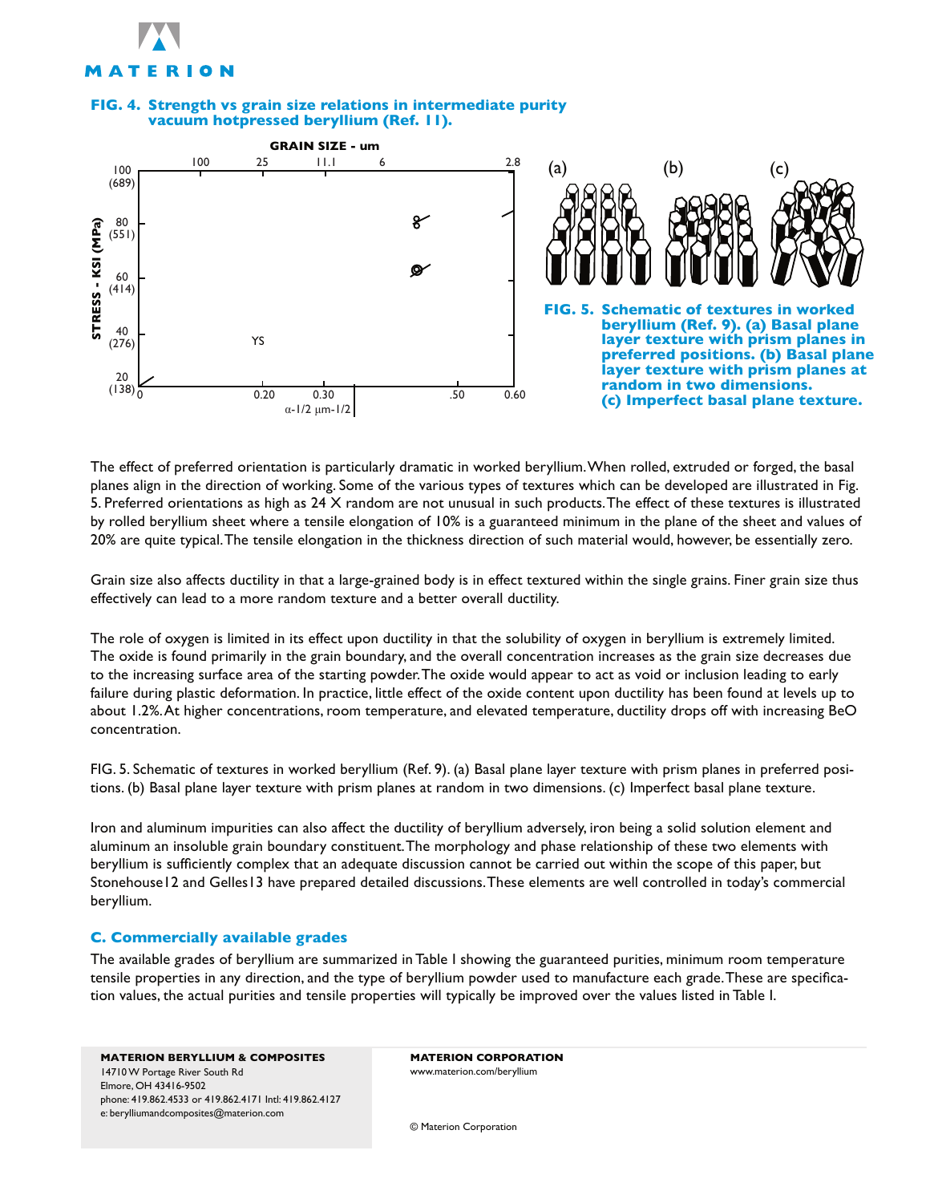**FIG. 4. Strength vs grain size relations in intermediate purity vacuum hotpressed beryllium (Ref. 11).**

GRAIN SIZE - um

100 25 11.1 6 2.8

STRESS - KSI (MPa)

100 (689)
80 (551)
60 (414)
40 (276)
20 (138)

YS

0 0.20 0.30 .50 0.60

α-1/2 μm-1/2

(a) (b) (c)

**FIG. 5. Schematic of textures in worked beryllium (Ref. 9). (a) Basal plane layer texture with prism planes in preferred positions. (b) Basal plane layer texture with prism planes at random in two dimensions. (c) Imperfect basal plane texture.**

The effect of preferred orientation is particularly dramatic in worked beryllium. When rolled, extruded or forged, the basal planes align in the direction of working. Some of the various types of textures which can be developed are illustrated in Fig. 5. Preferred orientations as high as 24 X random are not unusual in such products. The effect of these textures is illustrated by rolled beryllium sheet where a tensile elongation of 10% is a guaranteed minimum in the plane of the sheet and values of 20% are quite typical. The tensile elongation in the thickness direction of such material would, however, be essentially zero.

Grain size also affects ductility in that a large-grained body is in effect textured within the single grains. Finer grain size thus effectively can lead to a more random texture and a better overall ductility.

The role of oxygen is limited in its effect upon ductility in that the solubility of oxygen in beryllium is extremely limited. The oxide is found primarily in the grain boundary, and the overall concentration increases as the grain size decreases due to the increasing surface area of the starting powder. The oxide would appear to act as void or inclusion leading to early failure during plastic deformation. In practice, little effect of the oxide content upon ductility has been found at levels up to about 1.2%. At higher concentrations, room temperature, and elevated temperature, ductility drops off with increasing BeO concentration.

FIG. 5. Schematic of textures in worked beryllium (Ref. 9). (a) Basal plane layer texture with prism planes in preferred positions. (b) Basal plane layer texture with prism planes at random in two dimensions. (c) Imperfect basal plane texture.

Iron and aluminum impurities can also affect the ductility of beryllium adversely, iron being a solid solution element and aluminum an insoluble grain boundary constituent. The morphology and phase relationship of these two elements with beryllium is sufficiently complex that an adequate discussion cannot be carried out within the scope of this paper, but Stonehouse12 and Gelles13 have prepared detailed discussions. These elements are well controlled in today's commercial beryllium.

## C. Commercially available grades

The available grades of beryllium are summarized in Table I showing the guaranteed purities, minimum room temperature tensile properties in any direction, and the type of beryllium powder used to manufacture each grade. These are specification values, the actual purities and tensile properties will typically be improved over the values listed in Table I.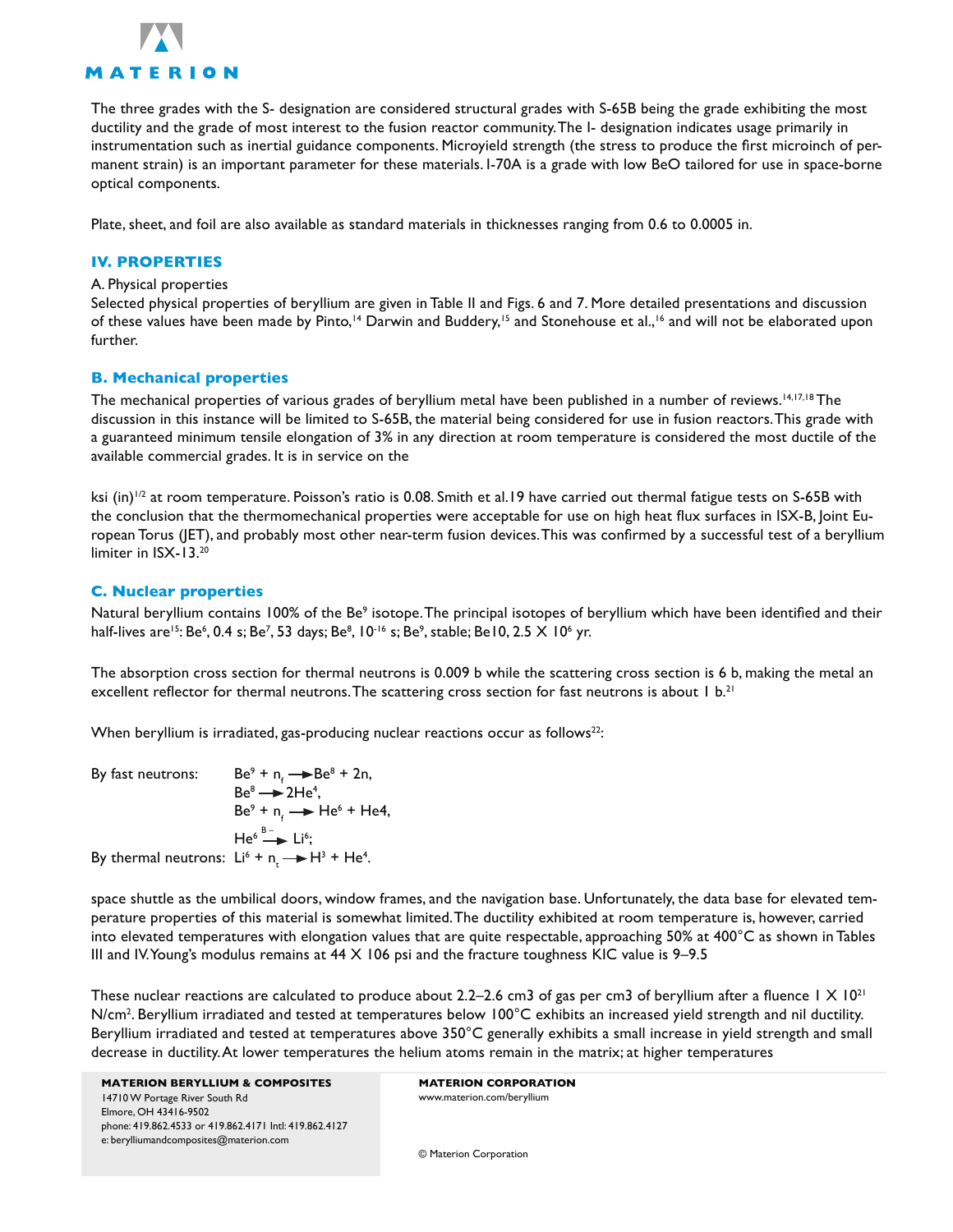The three grades with the S- designation are considered structural grades with S-65B being the grade exhibiting the most ductility and the grade of most interest to the fusion reactor community. The I- designation indicates usage primarily in instrumentation such as inertial guidance components. Microyield strength (the stress to produce the first microinch of permanent strain) is an important parameter for these materials. I-70A is a grade with low BeO tailored for use in space-borne optical components.

Plate, sheet, and foil are also available as standard materials in thicknesses ranging from 0.6 to 0.0005 in.

## IV. PROPERTIES

A. Physical properties

Selected physical properties of beryllium are given in Table II and Figs. 6 and 7. More detailed presentations and discussion of these values have been made by Pinto,[14] Darwin and Buddery,[15] and Stonehouse et al.,[16] and will not be elaborated upon further.

### B. Mechanical properties

The mechanical properties of various grades of beryllium metal have been published in a number of reviews.[14,17,18] The discussion in this instance will be limited to S-65B, the material being considered for use in fusion reactors. This grade with a guaranteed minimum tensile elongation of 3% in any direction at room temperature is considered the most ductile of the available commercial grades. It is in service on the

ksi $(in)^{1/2}$ at room temperature. Poisson's ratio is 0.08. Smith et al.19 have carried out thermal fatigue tests on S-65B with the conclusion that the thermomechanical properties were acceptable for use on high heat flux surfaces in ISX-B, Joint European Torus (JET), and probably most other near-term fusion devices. This was confirmed by a successful test of a beryllium limiter in ISX-13.[20]

### C. Nuclear properties

Natural beryllium contains 100% of the $Be^9$ isotope. The principal isotopes of beryllium which have been identified and their half-lives are[15]: $Be^6$, 0.4 s; $Be^7$, 53 days; $Be^8$, $10^{-16}$ s; $Be^9$, stable; Be10, 2.5 X $10^6$ yr.

The absorption cross section for thermal neutrons is 0.009 b while the scattering cross section is 6 b, making the metal an excellent reflector for thermal neutrons. The scattering cross section for fast neutrons is about 1 b.[21]

When beryllium is irradiated, gas-producing nuclear reactions occur as follows[22]:

By fast neutrons:

$$Be^9 + n_f \rightarrow Be^8 + 2n,$$

$$Be^8 \rightarrow 2He^4,$$

$$Be^9 + n_f \rightarrow He^6 + He4,$$

$$He^6 \xrightarrow{B-} Li^6;$$

By thermal neutrons:

$$Li^6 + n_t \rightarrow H^3 + He^4.$$

space shuttle as the umbilical doors, window frames, and the navigation base. Unfortunately, the data base for elevated temperature properties of this material is somewhat limited. The ductility exhibited at room temperature is, however, carried into elevated temperatures with elongation values that are quite respectable, approaching 50% at 400°C as shown in Tables III and IV. Young's modulus remains at 44 X 106 psi and the fracture toughness KIC value is 9–9.5

These nuclear reactions are calculated to produce about 2.2–2.6 cm3 of gas per cm3 of beryllium after a fluence 1 X $10^{21}$ N/$cm^2$. Beryllium irradiated and tested at temperatures below 100°C exhibits an increased yield strength and nil ductility. Beryllium irradiated and tested at temperatures above 350°C generally exhibits a small increase in yield strength and small decrease in ductility. At lower temperatures the helium atoms remain in the matrix; at higher temperatures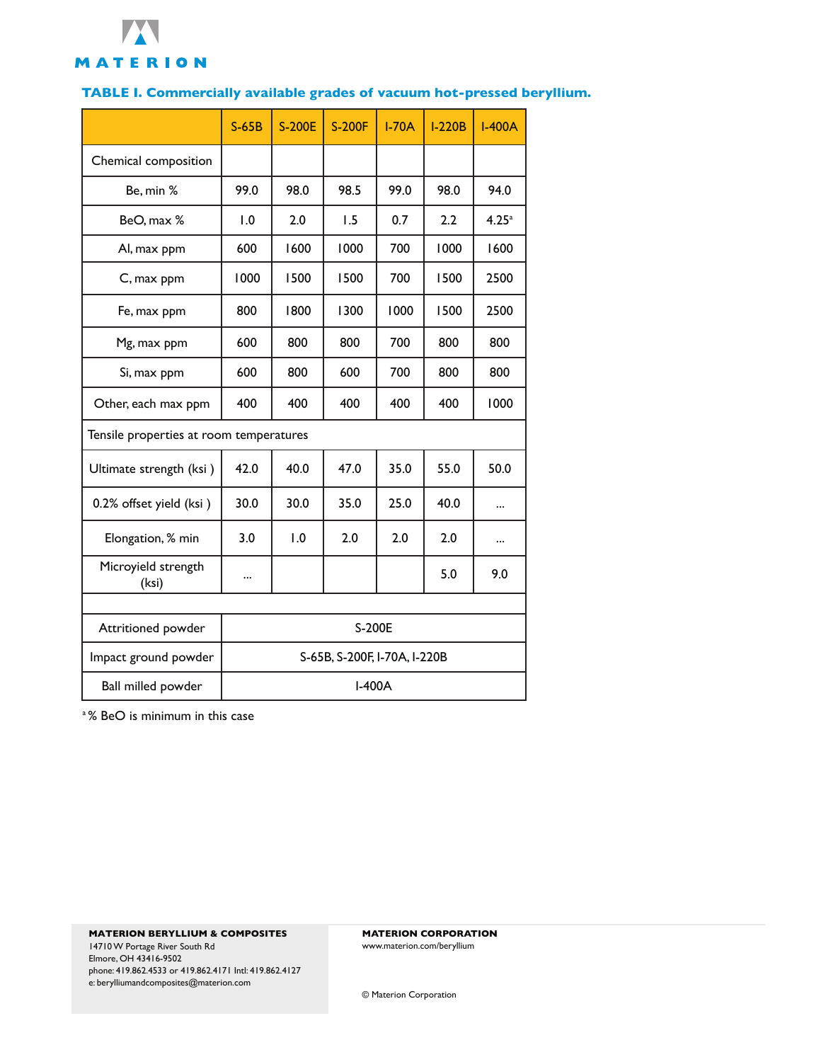**TABLE I. Commercially available grades of vacuum hot-pressed beryllium.**

| | S-65B | S-200E | S-200F | I-70A | I-220B | I-400A |
|---|---|---|---|---|---|---|
| Chemical composition | | | | | | |
| Be, min % | 99.0 | 98.0 | 98.5 | 99.0 | 98.0 | 94.0 |
| BeO, max % | 1.0 | 2.0 | 1.5 | 0.7 | 2.2 | 4.25[a] |
| Al, max ppm | 600 | 1600 | 1000 | 700 | 1000 | 1600 |
| C, max ppm | 1000 | 1500 | 1500 | 700 | 1500 | 2500 |
| Fe, max ppm | 800 | 1800 | 1300 | 1000 | 1500 | 2500 |
| Mg, max ppm | 600 | 800 | 800 | 700 | 800 | 800 |
| Si, max ppm | 600 | 800 | 600 | 700 | 800 | 800 |
| Other, each max ppm | 400 | 400 | 400 | 400 | 400 | 1000 |
| Tensile properties at room temperatures | | | | | | |
| Ultimate strength (ksi ) | 42.0 | 40.0 | 47.0 | 35.0 | 55.0 | 50.0 |
| 0.2% offset yield (ksi ) | 30.0 | 30.0 | 35.0 | 25.0 | 40.0 | ... |
| Elongation, % min | 3.0 | 1.0 | 2.0 | 2.0 | 2.0 | ... |
| Microyield strength (ksi) | ... | | | | 5.0 | 9.0 |
| | | | | | | |
| Attritioned powder | S-200E | | | | | |
| Impact ground powder | S-65B, S-200F, I-70A, I-220B | | | | | |
| Ball milled powder | I-400A | | | | | |

[a] % BeO is minimum in this case

**MATERION BERYLLIUM & COMPOSITES**
14710 W Portage River South Rd
Elmore, OH 43416-9502
phone: 419.862.4533 or 419.862.4171 Intl: 419.862.4127
e: berylliumandcomposites@materion.com

**MATERION CORPORATION**
www.materion.com/beryllium

© Materion Corporation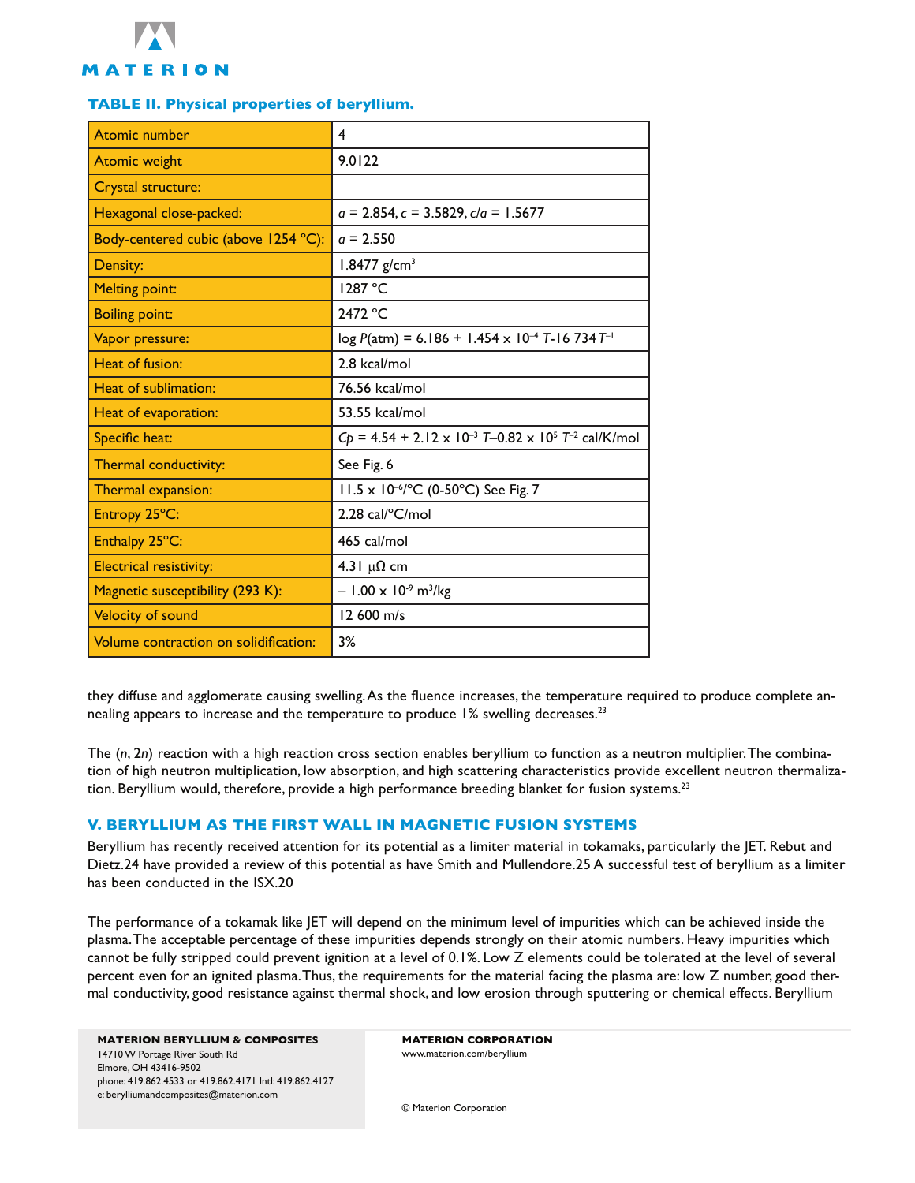**TABLE II. Physical properties of beryllium.**

| | |
|---|---|
| Atomic number | 4 |
| Atomic weight | 9.0122 |
| Crystal structure: | |
| Hexagonal close-packed: | $a$ = 2.854, $c$ = 3.5829, $c/a$ = 1.5677 |
| Body-centered cubic (above 1254 °C): | $a$ = 2.550 |
| Density: | 1.8477 g/cm$^3$ |
| Melting point: | 1287 °C |
| Boiling point: | 2472 °C |
| Vapor pressure: | $\log P(\text{atm}) = 6.186 + 1.454 \times 10^{-4}\, T - 16\,734\, T^{-1}$ |
| Heat of fusion: | 2.8 kcal/mol |
| Heat of sublimation: | 76.56 kcal/mol |
| Heat of evaporation: | 53.55 kcal/mol |
| Specific heat: | $Cp = 4.54 + 2.12 \times 10^{-3}\, T - 0.82 \times 10^{5}\, T^{-2}$ cal/K/mol |
| Thermal conductivity: | See Fig. 6 |
| Thermal expansion: | 11.5 x $10^{-6}$/°C (0-50°C) See Fig. 7 |
| Entropy 25°C: | 2.28 cal/°C/mol |
| Enthalpy 25°C: | 465 cal/mol |
| Electrical resistivity: | 4.31 μΩ cm |
| Magnetic susceptibility (293 K): | – 1.00 x $10^{-9}$ m$^3$/kg |
| Velocity of sound | 12 600 m/s |
| Volume contraction on solidification: | 3% |

they diffuse and agglomerate causing swelling. As the fluence increases, the temperature required to produce complete annealing appears to increase and the temperature to produce 1% swelling decreases.[23]

The ($n$, 2$n$) reaction with a high reaction cross section enables beryllium to function as a neutron multiplier. The combination of high neutron multiplication, low absorption, and high scattering characteristics provide excellent neutron thermalization. Beryllium would, therefore, provide a high performance breeding blanket for fusion systems.[23]

## V. BERYLLIUM AS THE FIRST WALL IN MAGNETIC FUSION SYSTEMS

Beryllium has recently received attention for its potential as a limiter material in tokamaks, particularly the JET. Rebut and Dietz.24 have provided a review of this potential as have Smith and Mullendore.25 A successful test of beryllium as a limiter has been conducted in the ISX.20

The performance of a tokamak like JET will depend on the minimum level of impurities which can be achieved inside the plasma. The acceptable percentage of these impurities depends strongly on their atomic numbers. Heavy impurities which cannot be fully stripped could prevent ignition at a level of 0.1%. Low Z elements could be tolerated at the level of several percent even for an ignited plasma. Thus, the requirements for the material facing the plasma are: low Z number, good thermal conductivity, good resistance against thermal shock, and low erosion through sputtering or chemical effects. Beryllium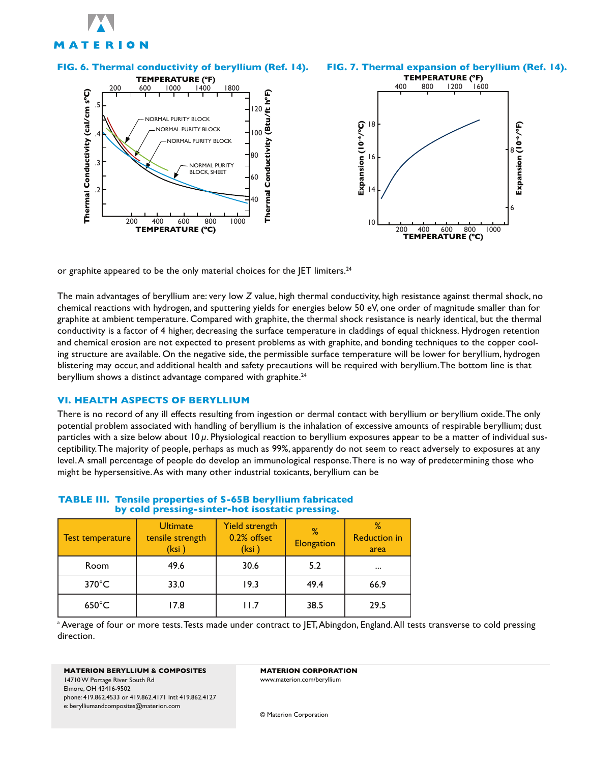**FIG. 6. Thermal conductivity of beryllium (Ref. 14).**

TEMPERATURE (°F)
200 600 1000 1400 1800
Thermal Conductivity (cal/cm s°C)
.5 .4 .3 .2
Thermal Conductivity (Btu/ft h°F)
120 100 80 60 40
NORMAL PURITY BLOCK
NORMAL PURITY BLOCK
NORMAL PURITY BLOCK
NORMAL PURITY BLOCK, SHEET
200 400 600 800 1000
TEMPERATURE (°C)

**FIG. 7. Thermal expansion of beryllium (Ref. 14).**

TEMPERATURE (°F)
400 800 1200 1600
Expansion (10⁻⁶/°C)
18 16 14 10
Expansion (10⁻⁶/°F)
8 6
200 400 600 800 1000
TEMPERATURE (°C)

or graphite appeared to be the only material choices for the JET limiters.[24]

The main advantages of beryllium are: very low $Z$ value, high thermal conductivity, high resistance against thermal shock, no chemical reactions with hydrogen, and sputtering yields for energies below 50 eV, one order of magnitude smaller than for graphite at ambient temperature. Compared with graphite, the thermal shock resistance is nearly identical, but the thermal conductivity is a factor of 4 higher, decreasing the surface temperature in claddings of equal thickness. Hydrogen retention and chemical erosion are not expected to present problems as with graphite, and bonding techniques to the copper cooling structure are available. On the negative side, the permissible surface temperature will be lower for beryllium, hydrogen blistering may occur, and additional health and safety precautions will be required with beryllium. The bottom line is that beryllium shows a distinct advantage compared with graphite.[24]

## VI. HEALTH ASPECTS OF BERYLLIUM

There is no record of any ill effects resulting from ingestion or dermal contact with beryllium or beryllium oxide. The only potential problem associated with handling of beryllium is the inhalation of excessive amounts of respirable beryllium; dust particles with a size below about 10 $\mu$. Physiological reaction to beryllium exposures appear to be a matter of individual susceptibility. The majority of people, perhaps as much as 99%, apparently do not seem to react adversely to exposures at any level. A small percentage of people do develop an immunological response. There is no way of predetermining those who might be hypersensitive. As with many other industrial toxicants, beryllium can be

**TABLE III. Tensile properties of S-65B beryllium fabricated by cold pressing-sinter-hot isostatic pressing.**

| Test temperature | Ultimate tensile strength (ksi ) | Yield strength 0.2% offset (ksi ) | % Elongation | % Reduction in area |
|---|---|---|---|---|
| Room | 49.6 | 30.6 | 5.2 | ... |
| 370°C | 33.0 | 19.3 | 49.4 | 66.9 |
| 650°C | 17.8 | 11.7 | 38.5 | 29.5 |

[a] Average of four or more tests. Tests made under contract to JET, Abingdon, England. All tests transverse to cold pressing direction.

**MATERION BERYLLIUM & COMPOSITES**
14710 W Portage River South Rd
Elmore, OH 43416-9502
phone: 419.862.4533 or 419.862.4171 Intl: 419.862.4127
e: berylliumandcomposites@materion.com

**MATERION CORPORATION**
www.materion.com/beryllium

© Materion Corporation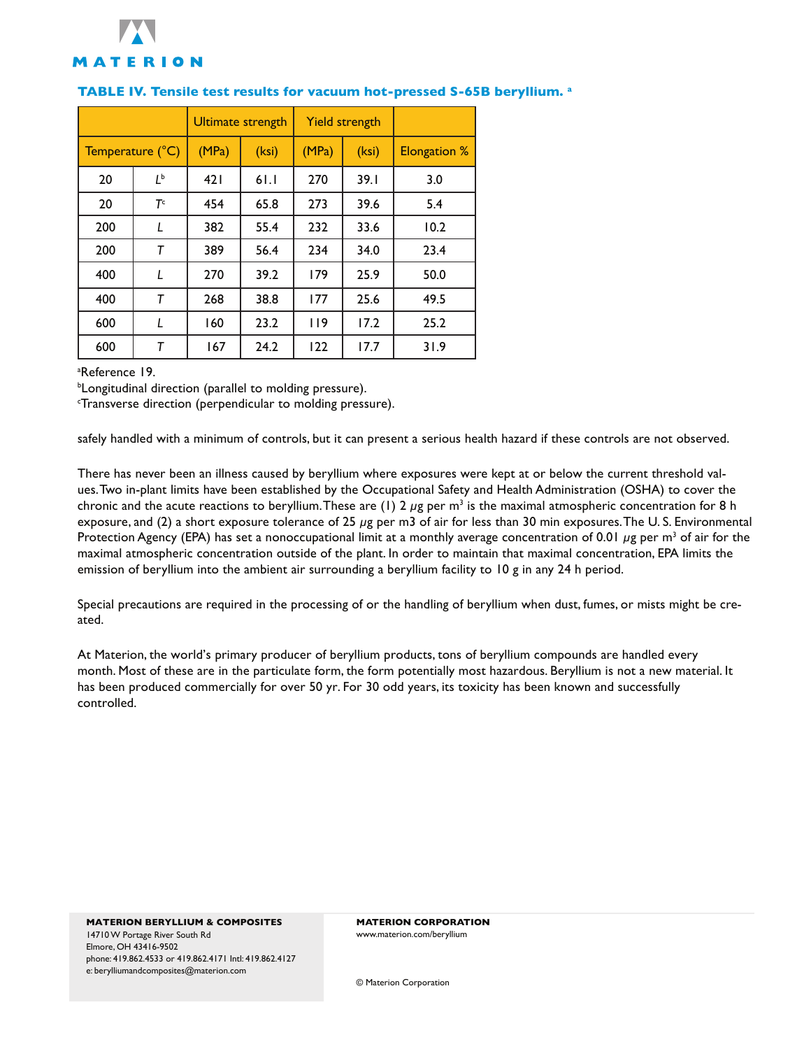### TABLE IV. Tensile test results for vacuum hot-pressed S-65B beryllium. [a]

| | | Ultimate strength | | Yield strength | | |
|---|---|---|---|---|---|---|
| Temperature (°C) | | (MPa) | (ksi) | (MPa) | (ksi) | Elongation % |
| 20 | *L*[b] | 421 | 61.1 | 270 | 39.1 | 3.0 |
| 20 | *T*[c] | 454 | 65.8 | 273 | 39.6 | 5.4 |
| 200 | *L* | 382 | 55.4 | 232 | 33.6 | 10.2 |
| 200 | *T* | 389 | 56.4 | 234 | 34.0 | 23.4 |
| 400 | *L* | 270 | 39.2 | 179 | 25.9 | 50.0 |
| 400 | *T* | 268 | 38.8 | 177 | 25.6 | 49.5 |
| 600 | *L* | 160 | 23.2 | 119 | 17.2 | 25.2 |
| 600 | *T* | 167 | 24.2 | 122 | 17.7 | 31.9 |

[a]Reference 19.
[b]Longitudinal direction (parallel to molding pressure).
[c]Transverse direction (perpendicular to molding pressure).

safely handled with a minimum of controls, but it can present a serious health hazard if these controls are not observed.

There has never been an illness caused by beryllium where exposures were kept at or below the current threshold values. Two in-plant limits have been established by the Occupational Safety and Health Administration (OSHA) to cover the chronic and the acute reactions to beryllium. These are (1) 2 $\mu g$ per $m^3$ is the maximal atmospheric concentration for 8 h exposure, and (2) a short exposure tolerance of 25 $\mu g$ per m3 of air for less than 30 min exposures. The U. S. Environmental Protection Agency (EPA) has set a nonoccupational limit at a monthly average concentration of 0.01 $\mu g$ per $m^3$ of air for the maximal atmospheric concentration outside of the plant. In order to maintain that maximal concentration, EPA limits the emission of beryllium into the ambient air surrounding a beryllium facility to 10 g in any 24 h period.

Special precautions are required in the processing of or the handling of beryllium when dust, fumes, or mists might be created.

At Materion, the world's primary producer of beryllium products, tons of beryllium compounds are handled every month. Most of these are in the particulate form, the form potentially most hazardous. Beryllium is not a new material. It has been produced commercially for over 50 yr. For 30 odd years, its toxicity has been known and successfully controlled.

**MATERION BERYLLIUM & COMPOSITES**
14710 W Portage River South Rd
Elmore, OH 43416-9502
phone: 419.862.4533 or 419.862.4171 Intl: 419.862.4127
e: berylliumandcomposites@materion.com

**MATERION CORPORATION**
www.materion.com/beryllium

© Materion Corporation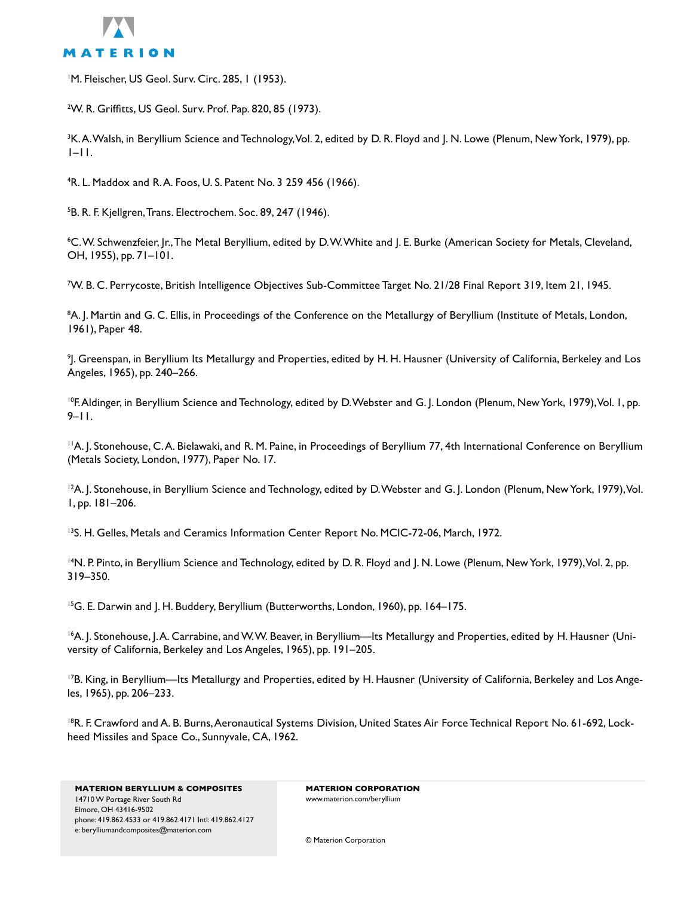[1]M. Fleischer, US Geol. Surv. Circ. 285, 1 (1953).

[2]W. R. Griffitts, US Geol. Surv. Prof. Pap. 820, 85 (1973).

[3]K. A. Walsh, in Beryllium Science and Technology, Vol. 2, edited by D. R. Floyd and J. N. Lowe (Plenum, New York, 1979), pp. 1–11.

[4]R. L. Maddox and R. A. Foos, U. S. Patent No. 3 259 456 (1966).

[5]B. R. F. Kjellgren, Trans. Electrochem. Soc. 89, 247 (1946).

[6]C. W. Schwenzfeier, Jr., The Metal Beryllium, edited by D. W. White and J. E. Burke (American Society for Metals, Cleveland, OH, 1955), pp. 71–101.

[7]W. B. C. Perrycoste, British Intelligence Objectives Sub-Committee Target No. 21/28 Final Report 319, Item 21, 1945.

[8]A. J. Martin and G. C. Ellis, in Proceedings of the Conference on the Metallurgy of Beryllium (Institute of Metals, London, 1961), Paper 48.

[9]J. Greenspan, in Beryllium Its Metallurgy and Properties, edited by H. H. Hausner (University of California, Berkeley and Los Angeles, 1965), pp. 240–266.

[10]F. Aldinger, in Beryllium Science and Technology, edited by D. Webster and G. J. London (Plenum, New York, 1979), Vol. 1, pp. 9–11.

[11]A. J. Stonehouse, C. A. Bielawaki, and R. M. Paine, in Proceedings of Beryllium 77, 4th International Conference on Beryllium (Metals Society, London, 1977), Paper No. 17.

[12]A. J. Stonehouse, in Beryllium Science and Technology, edited by D. Webster and G. J. London (Plenum, New York, 1979), Vol. 1, pp. 181–206.

[13]S. H. Gelles, Metals and Ceramics Information Center Report No. MCIC-72-06, March, 1972.

[14]N. P. Pinto, in Beryllium Science and Technology, edited by D. R. Floyd and J. N. Lowe (Plenum, New York, 1979), Vol. 2, pp. 319–350.

[15]G. E. Darwin and J. H. Buddery, Beryllium (Butterworths, London, 1960), pp. 164–175.

[16]A. J. Stonehouse, J. A. Carrabine, and W. W. Beaver, in Beryllium—Its Metallurgy and Properties, edited by H. Hausner (University of California, Berkeley and Los Angeles, 1965), pp. 191–205.

[17]B. King, in Beryllium—Its Metallurgy and Properties, edited by H. Hausner (University of California, Berkeley and Los Angeles, 1965), pp. 206–233.

[18]R. F. Crawford and A. B. Burns, Aeronautical Systems Division, United States Air Force Technical Report No. 61-692, Lockheed Missiles and Space Co., Sunnyvale, CA, 1962.

**MATERION BERYLLIUM & COMPOSITES**
14710 W Portage River South Rd
Elmore, OH 43416-9502
phone: 419.862.4533 or 419.862.4171 Intl: 419.862.4127
e: berylliumandcomposites@materion.com

**MATERION CORPORATION**
www.materion.com/beryllium

© Materion Corporation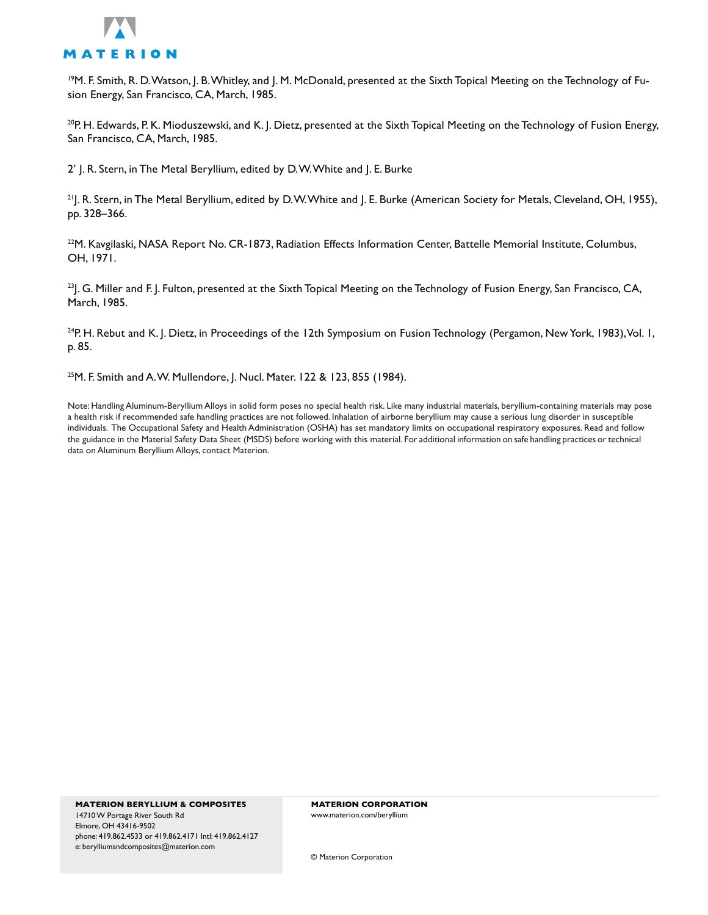[19]M. F. Smith, R. D. Watson, J. B. Whitley, and J. M. McDonald, presented at the Sixth Topical Meeting on the Technology of Fusion Energy, San Francisco, CA, March, 1985.

[20]P. H. Edwards, P. K. Mioduszewski, and K. J. Dietz, presented at the Sixth Topical Meeting on the Technology of Fusion Energy, San Francisco, CA, March, 1985.

2' J. R. Stern, in The Metal Beryllium, edited by D. W. White and J. E. Burke

[21]J. R. Stern, in The Metal Beryllium, edited by D. W. White and J. E. Burke (American Society for Metals, Cleveland, OH, 1955), pp. 328–366.

[22]M. Kavgilaski, NASA Report No. CR-1873, Radiation Effects Information Center, Battelle Memorial Institute, Columbus, OH, 1971.

[23]J. G. Miller and F. J. Fulton, presented at the Sixth Topical Meeting on the Technology of Fusion Energy, San Francisco, CA, March, 1985.

[24]P. H. Rebut and K. J. Dietz, in Proceedings of the 12th Symposium on Fusion Technology (Pergamon, New York, 1983), Vol. 1, p. 85.

[25]M. F. Smith and A. W. Mullendore, J. Nucl. Mater. 122 & 123, 855 (1984).

Note: Handling Aluminum-Beryllium Alloys in solid form poses no special health risk. Like many industrial materials, beryllium-containing materials may pose a health risk if recommended safe handling practices are not followed. Inhalation of airborne beryllium may cause a serious lung disorder in susceptible individuals. The Occupational Safety and Health Administration (OSHA) has set mandatory limits on occupational respiratory exposures. Read and follow the guidance in the Material Safety Data Sheet (MSDS) before working with this material. For additional information on safe handling practices or technical data on Aluminum Beryllium Alloys, contact Materion.

**MATERION BERYLLIUM & COMPOSITES**
14710 W Portage River South Rd
Elmore, OH 43416-9502
phone: 419.862.4533 or 419.862.4171 Intl: 419.862.4127
e: berylliumandcomposites@materion.com

**MATERION CORPORATION**
www.materion.com/beryllium

© Materion Corporation